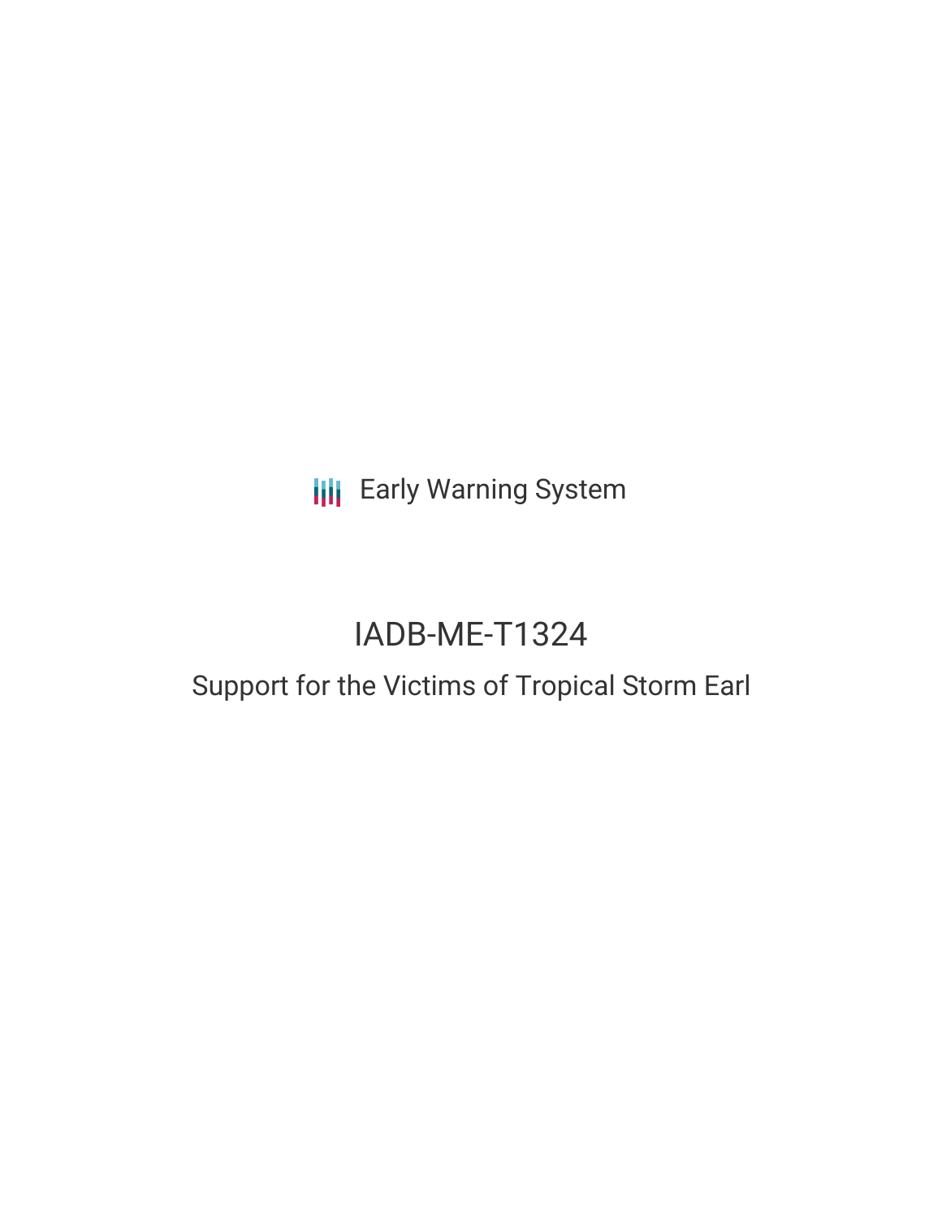Early Warning System

# IADB-ME-T1324

## Support for the Victims of Tropical Storm Earl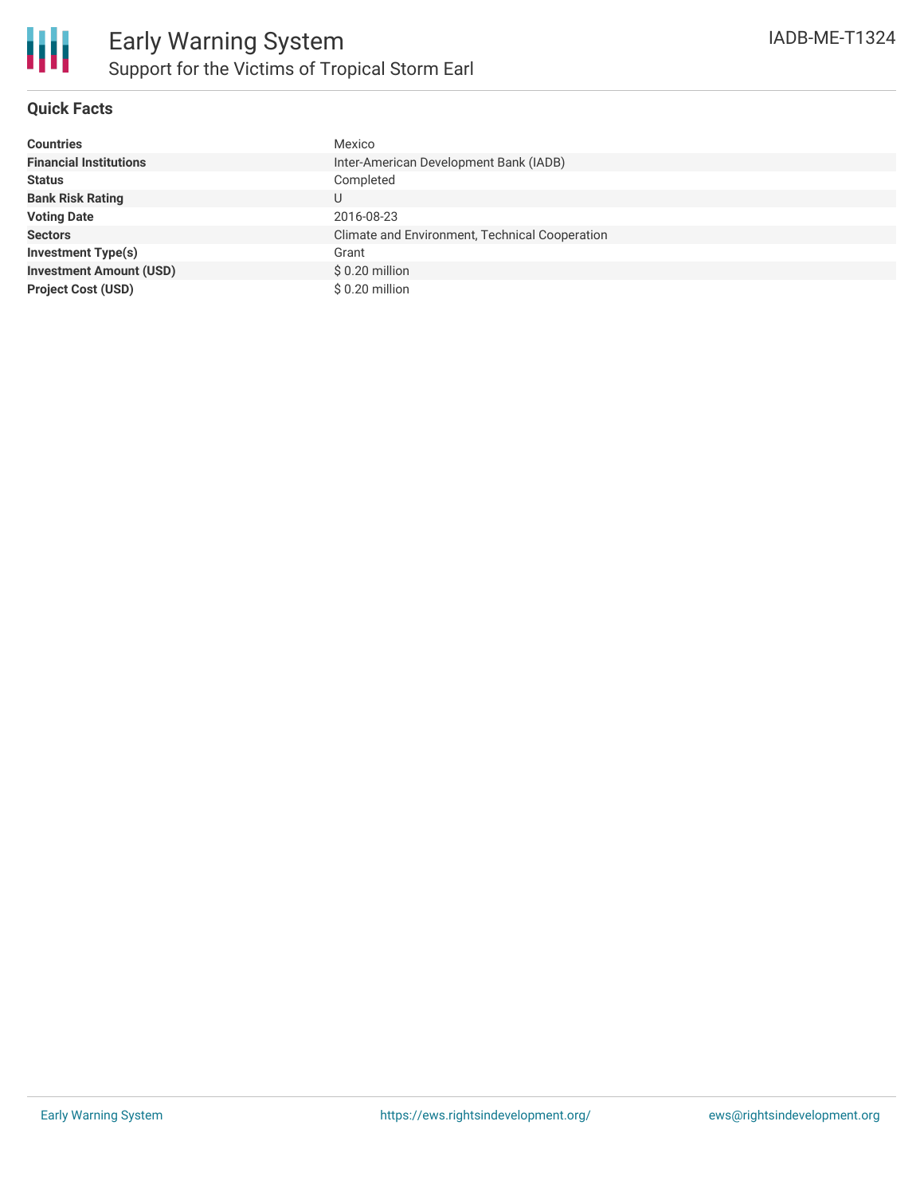# Early Warning System

## Support for the Victims of Tropical Storm Earl

IADB-ME-T1324

### Quick Facts

| | |
|---|---|
| **Countries** | Mexico |
| **Financial Institutions** | Inter-American Development Bank (IADB) |
| **Status** | Completed |
| **Bank Risk Rating** | U |
| **Voting Date** | 2016-08-23 |
| **Sectors** | Climate and Environment, Technical Cooperation |
| **Investment Type(s)** | Grant |
| **Investment Amount (USD)** | $ 0.20 million |
| **Project Cost (USD)** | $ 0.20 million |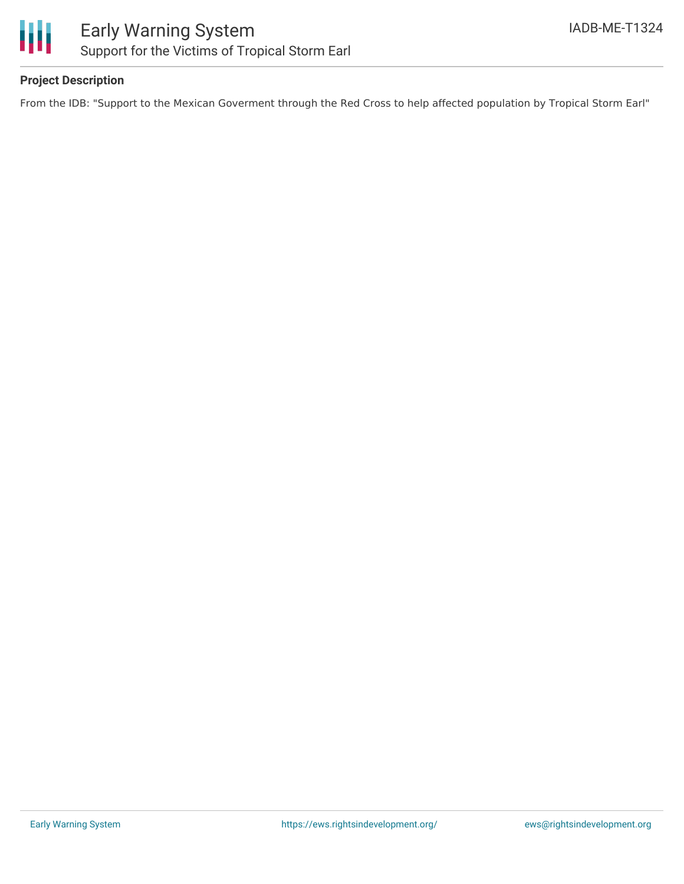## Project Description

From the IDB: "Support to the Mexican Goverment through the Red Cross to help affected population by Tropical Storm Earl"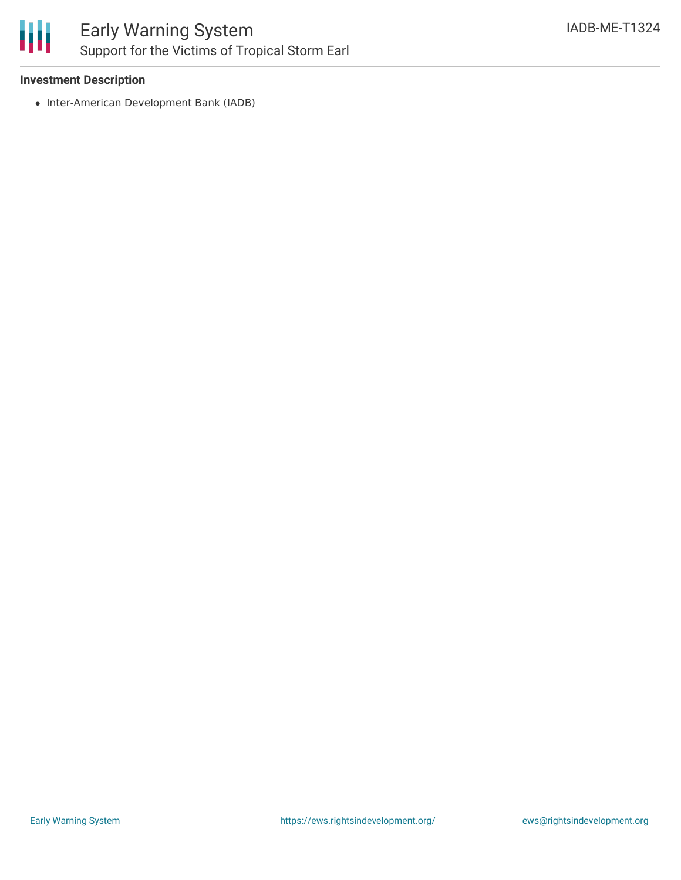### Investment Description

- Inter-American Development Bank (IADB)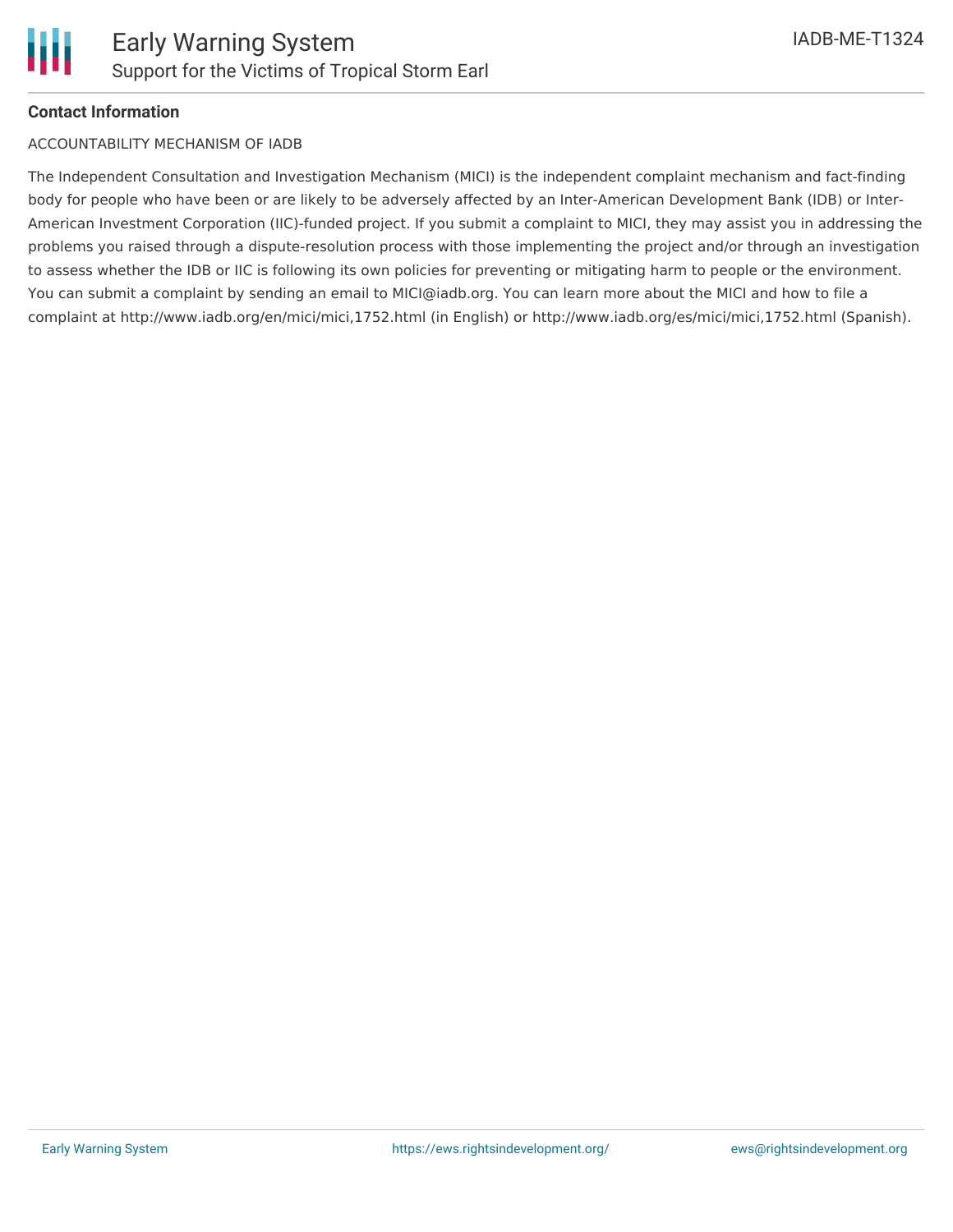**Contact Information**

ACCOUNTABILITY MECHANISM OF IADB

The Independent Consultation and Investigation Mechanism (MICI) is the independent complaint mechanism and fact-finding body for people who have been or are likely to be adversely affected by an Inter-American Development Bank (IDB) or Inter-American Investment Corporation (IIC)-funded project. If you submit a complaint to MICI, they may assist you in addressing the problems you raised through a dispute-resolution process with those implementing the project and/or through an investigation to assess whether the IDB or IIC is following its own policies for preventing or mitigating harm to people or the environment. You can submit a complaint by sending an email to MICI@iadb.org. You can learn more about the MICI and how to file a complaint at http://www.iadb.org/en/mici/mici,1752.html (in English) or http://www.iadb.org/es/mici/mici,1752.html (Spanish).